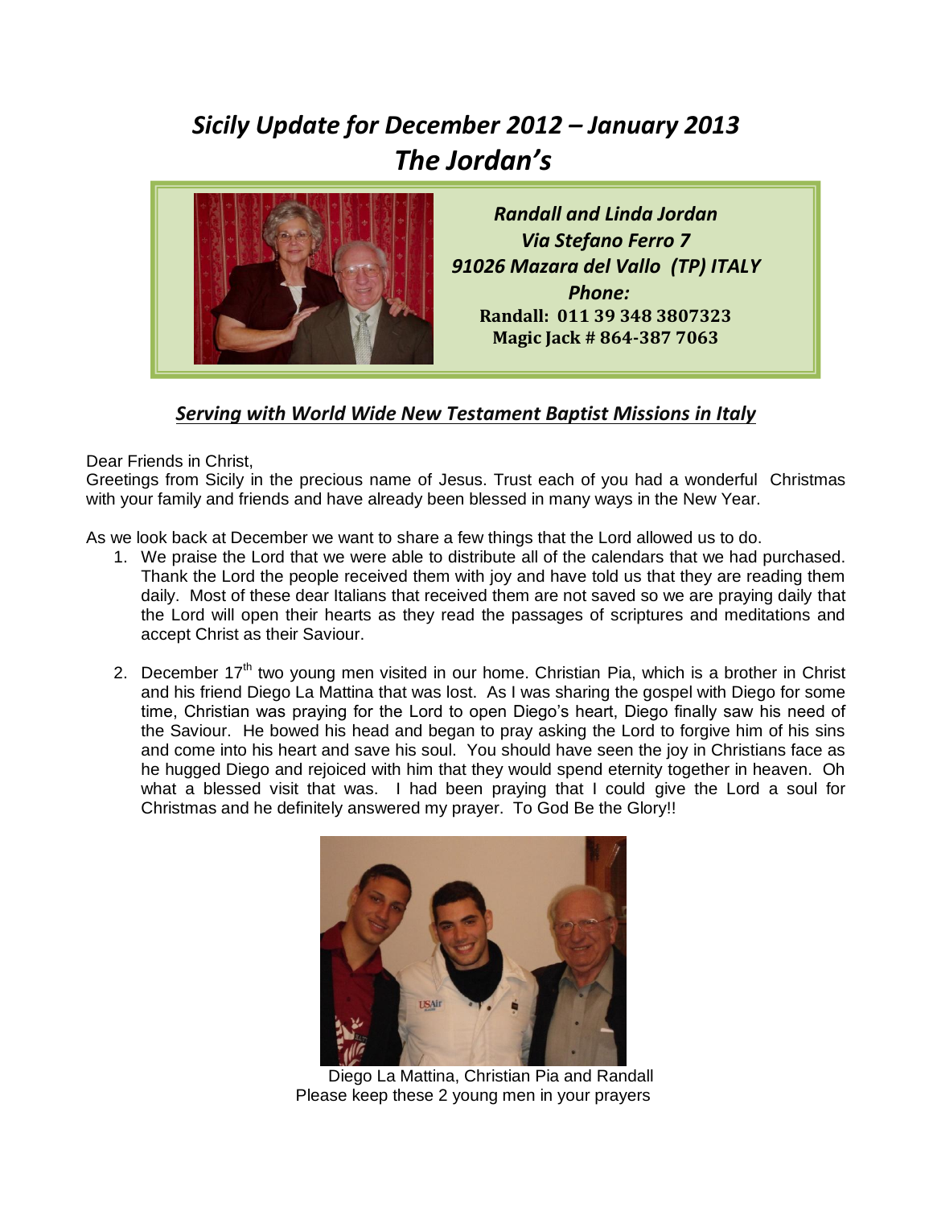# *Sicily Update for December 2012 – January 2013*
# *The Jordan's*

***Randall and Linda Jordan***
***Via Stefano Ferro 7***
***91026 Mazara del Vallo (TP) ITALY***
***Phone:***
**Randall: 011 39 348 3807323**
**Magic Jack # 864-387 7063**

## ***Serving with World Wide New Testament Baptist Missions in Italy***

Dear Friends in Christ,
Greetings from Sicily in the precious name of Jesus. Trust each of you had a wonderful Christmas with your family and friends and have already been blessed in many ways in the New Year.

As we look back at December we want to share a few things that the Lord allowed us to do.

1. We praise the Lord that we were able to distribute all of the calendars that we had purchased. Thank the Lord the people received them with joy and have told us that they are reading them daily. Most of these dear Italians that received them are not saved so we are praying daily that the Lord will open their hearts as they read the passages of scriptures and meditations and accept Christ as their Saviour.

2. December 17th two young men visited in our home. Christian Pia, which is a brother in Christ and his friend Diego La Mattina that was lost. As I was sharing the gospel with Diego for some time, Christian was praying for the Lord to open Diego's heart, Diego finally saw his need of the Saviour. He bowed his head and began to pray asking the Lord to forgive him of his sins and come into his heart and save his soul. You should have seen the joy in Christians face as he hugged Diego and rejoiced with him that they would spend eternity together in heaven. Oh what a blessed visit that was. I had been praying that I could give the Lord a soul for Christmas and he definitely answered my prayer. To God Be the Glory!!

Diego La Mattina, Christian Pia and Randall
Please keep these 2 young men in your prayers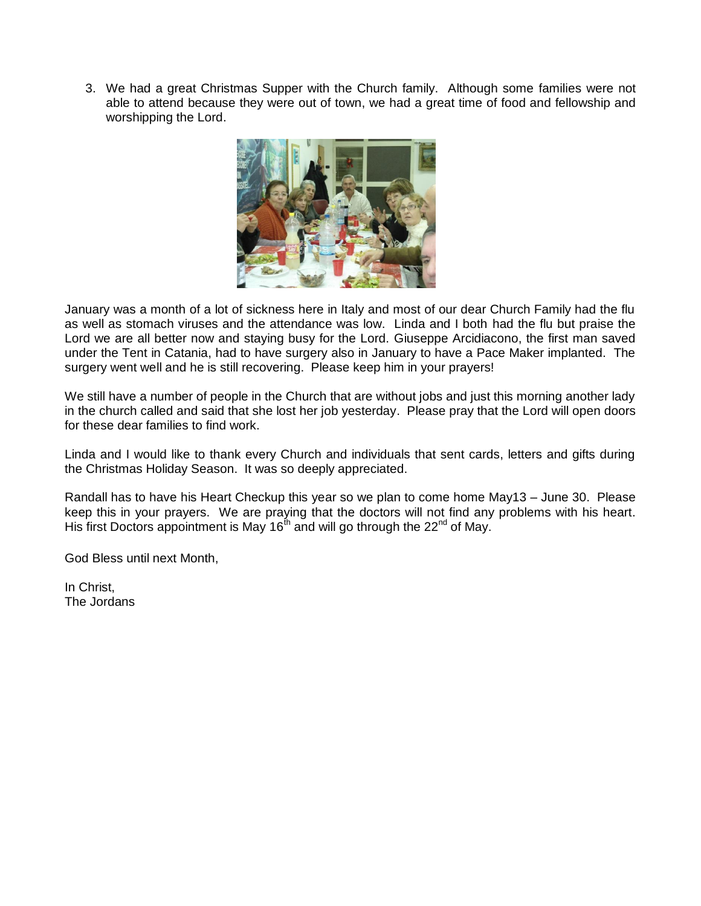3. We had a great Christmas Supper with the Church family. Although some families were not able to attend because they were out of town, we had a great time of food and fellowship and worshipping the Lord.

January was a month of a lot of sickness here in Italy and most of our dear Church Family had the flu as well as stomach viruses and the attendance was low. Linda and I both had the flu but praise the Lord we are all better now and staying busy for the Lord. Giuseppe Arcidiacono, the first man saved under the Tent in Catania, had to have surgery also in January to have a Pace Maker implanted. The surgery went well and he is still recovering. Please keep him in your prayers!

We still have a number of people in the Church that are without jobs and just this morning another lady in the church called and said that she lost her job yesterday. Please pray that the Lord will open doors for these dear families to find work.

Linda and I would like to thank every Church and individuals that sent cards, letters and gifts during the Christmas Holiday Season. It was so deeply appreciated.

Randall has to have his Heart Checkup this year so we plan to come home May13 – June 30. Please keep this in your prayers. We are praying that the doctors will not find any problems with his heart. His first Doctors appointment is May 16th and will go through the 22nd of May.

God Bless until next Month,

In Christ,
The Jordans